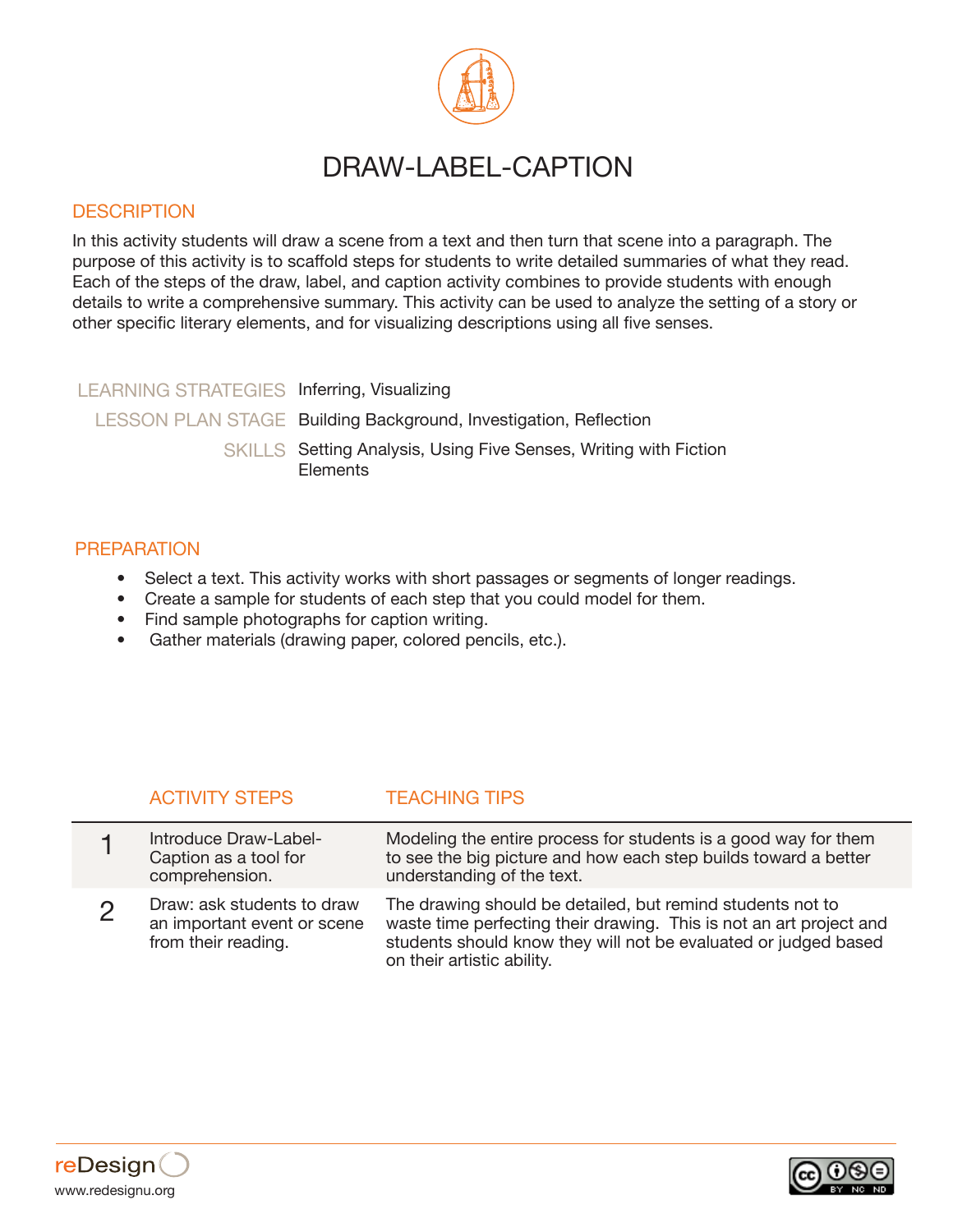# DRAW-LABEL-CAPTION

## DESCRIPTION

In this activity students will draw a scene from a text and then turn that scene into a paragraph. The purpose of this activity is to scaffold steps for students to write detailed summaries of what they read. Each of the steps of the draw, label, and caption activity combines to provide students with enough details to write a comprehensive summary. This activity can be used to analyze the setting of a story or other specific literary elements, and for visualizing descriptions using all five senses.

| | |
|---|---|
| LEARNING STRATEGIES | Inferring, Visualizing |
| LESSON PLAN STAGE | Building Background, Investigation, Reflection |
| SKILLS | Setting Analysis, Using Five Senses, Writing with Fiction Elements |

## PREPARATION

- Select a text. This activity works with short passages or segments of longer readings.
- Create a sample for students of each step that you could model for them.
- Find sample photographs for caption writing.
- Gather materials (drawing paper, colored pencils, etc.).

| | ACTIVITY STEPS | TEACHING TIPS |
|---|---|---|
| 1 | Introduce Draw-Label-Caption as a tool for comprehension. | Modeling the entire process for students is a good way for them to see the big picture and how each step builds toward a better understanding of the text. |
| 2 | Draw: ask students to draw an important event or scene from their reading. | The drawing should be detailed, but remind students not to waste time perfecting their drawing. This is not an art project and students should know they will not be evaluated or judged based on their artistic ability. |

reDesign
www.redesignu.org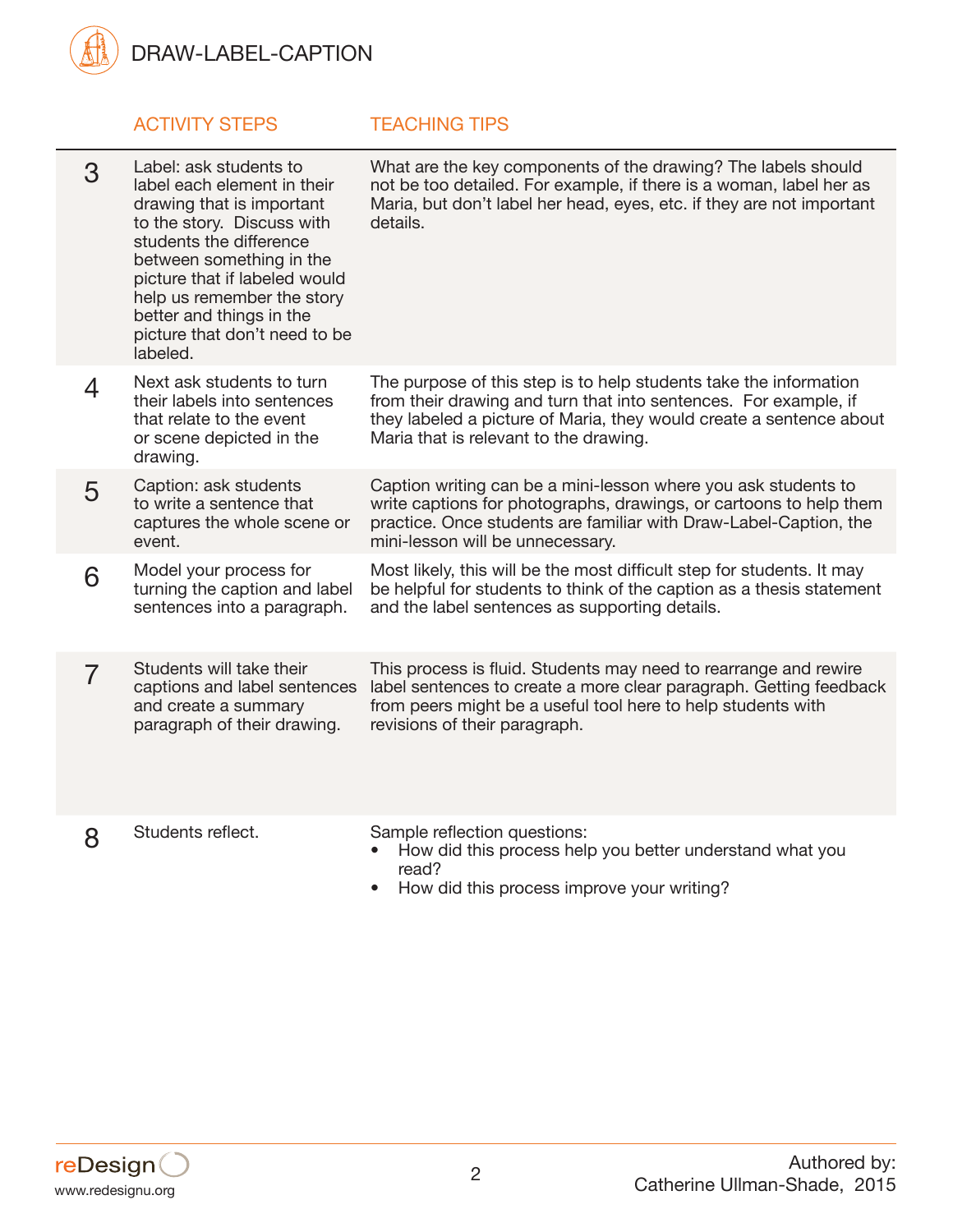# DRAW-LABEL-CAPTION

| | ACTIVITY STEPS | TEACHING TIPS |
|---|---|---|
| 3 | Label: ask students to label each element in their drawing that is important to the story. Discuss with students the difference between something in the picture that if labeled would help us remember the story better and things in the picture that don't need to be labeled. | What are the key components of the drawing? The labels should not be too detailed. For example, if there is a woman, label her as Maria, but don't label her head, eyes, etc. if they are not important details. |
| 4 | Next ask students to turn their labels into sentences that relate to the event or scene depicted in the drawing. | The purpose of this step is to help students take the information from their drawing and turn that into sentences. For example, if they labeled a picture of Maria, they would create a sentence about Maria that is relevant to the drawing. |
| 5 | Caption: ask students to write a sentence that captures the whole scene or event. | Caption writing can be a mini-lesson where you ask students to write captions for photographs, drawings, or cartoons to help them practice. Once students are familiar with Draw-Label-Caption, the mini-lesson will be unnecessary. |
| 6 | Model your process for turning the caption and label sentences into a paragraph. | Most likely, this will be the most difficult step for students. It may be helpful for students to think of the caption as a thesis statement and the label sentences as supporting details. |
| 7 | Students will take their captions and label sentences and create a summary paragraph of their drawing. | This process is fluid. Students may need to rearrange and rewire label sentences to create a more clear paragraph. Getting feedback from peers might be a useful tool here to help students with revisions of their paragraph. |
| 8 | Students reflect. | Sample reflection questions:<br>• How did this process help you better understand what you read?<br>• How did this process improve your writing? |

reDesign
www.redesignu.org

Authored by:
Catherine Ullman-Shade, 2015